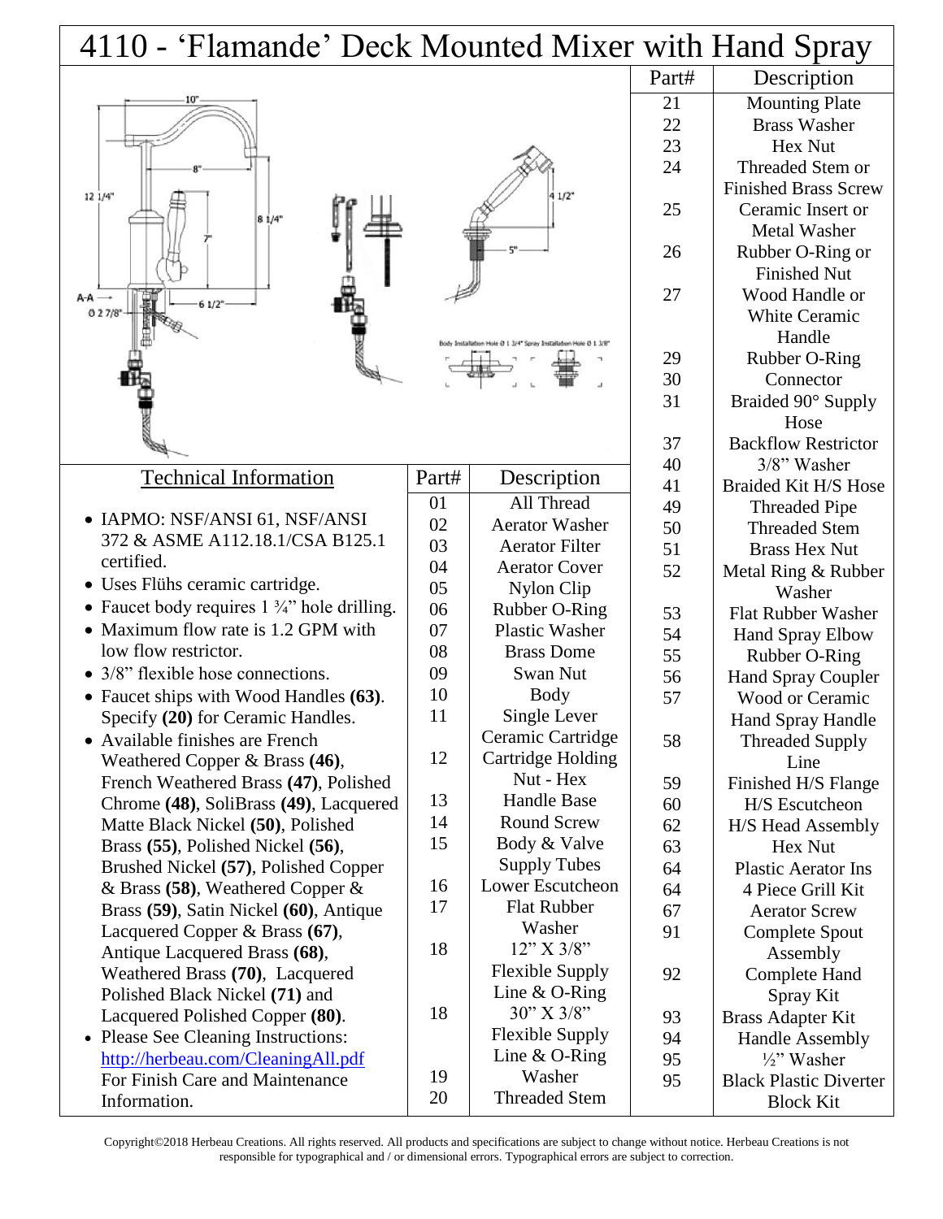# 4110 - 'Flamande' Deck Mounted Mixer with Hand Spray

## Technical Information

- IAPMO: NSF/ANSI 61, NSF/ANSI 372 & ASME A112.18.1/CSA B125.1 certified.
- Uses Flühs ceramic cartridge.
- Faucet body requires 1 ¾" hole drilling.
- Maximum flow rate is 1.2 GPM with low flow restrictor.
- 3/8" flexible hose connections.
- Faucet ships with Wood Handles **(63)**. Specify **(20)** for Ceramic Handles.
- Available finishes are French Weathered Copper & Brass **(46)**, French Weathered Brass **(47)**, Polished Chrome **(48)**, SoliBrass **(49)**, Lacquered Matte Black Nickel **(50)**, Polished Brass **(55)**, Polished Nickel **(56)**, Brushed Nickel **(57)**, Polished Copper & Brass **(58)**, Weathered Copper & Brass **(59)**, Satin Nickel **(60)**, Antique Lacquered Copper & Brass **(67)**, Antique Lacquered Brass **(68)**, Weathered Brass **(70)**, Lacquered Polished Black Nickel **(71)** and Lacquered Polished Copper **(80)**.
- Please See Cleaning Instructions: http://herbeau.com/CleaningAll.pdf For Finish Care and Maintenance Information.

| Part# | Description |
|---|---|
| 01 | All Thread |
| 02 | Aerator Washer |
| 03 | Aerator Filter |
| 04 | Aerator Cover |
| 05 | Nylon Clip |
| 06 | Rubber O-Ring |
| 07 | Plastic Washer |
| 08 | Brass Dome |
| 09 | Swan Nut |
| 10 | Body |
| 11 | Single Lever Ceramic Cartridge |
| 12 | Cartridge Holding Nut - Hex |
| 13 | Handle Base |
| 14 | Round Screw |
| 15 | Body & Valve Supply Tubes |
| 16 | Lower Escutcheon |
| 17 | Flat Rubber Washer |
| 18 | 12" X 3/8" Flexible Supply Line & O-Ring |
| 18 | 30" X 3/8" Flexible Supply Line & O-Ring |
| 19 | Washer |
| 20 | Threaded Stem |

| Part# | Description |
|---|---|
| 21 | Mounting Plate |
| 22 | Brass Washer |
| 23 | Hex Nut |
| 24 | Threaded Stem or Finished Brass Screw |
| 25 | Ceramic Insert or Metal Washer |
| 26 | Rubber O-Ring or Finished Nut |
| 27 | Wood Handle or White Ceramic Handle |
| 29 | Rubber O-Ring |
| 30 | Connector |
| 31 | Braided 90° Supply Hose |
| 37 | Backflow Restrictor |
| 40 | 3/8" Washer |
| 41 | Braided Kit H/S Hose |
| 49 | Threaded Pipe |
| 50 | Threaded Stem |
| 51 | Brass Hex Nut |
| 52 | Metal Ring & Rubber Washer |
| 53 | Flat Rubber Washer |
| 54 | Hand Spray Elbow |
| 55 | Rubber O-Ring |
| 56 | Hand Spray Coupler |
| 57 | Wood or Ceramic Hand Spray Handle |
| 58 | Threaded Supply Line |
| 59 | Finished H/S Flange |
| 60 | H/S Escutcheon |
| 62 | H/S Head Assembly |
| 63 | Hex Nut |
| 64 | Plastic Aerator Ins |
| 64 | 4 Piece Grill Kit |
| 67 | Aerator Screw |
| 91 | Complete Spout Assembly |
| 92 | Complete Hand Spray Kit |
| 93 | Brass Adapter Kit |
| 94 | Handle Assembly |
| 95 | ½" Washer |
| 95 | Black Plastic Diverter Block Kit |

Copyright©2018 Herbeau Creations. All rights reserved. All products and specifications are subject to change without notice. Herbeau Creations is not responsible for typographical and / or dimensional errors. Typographical errors are subject to correction.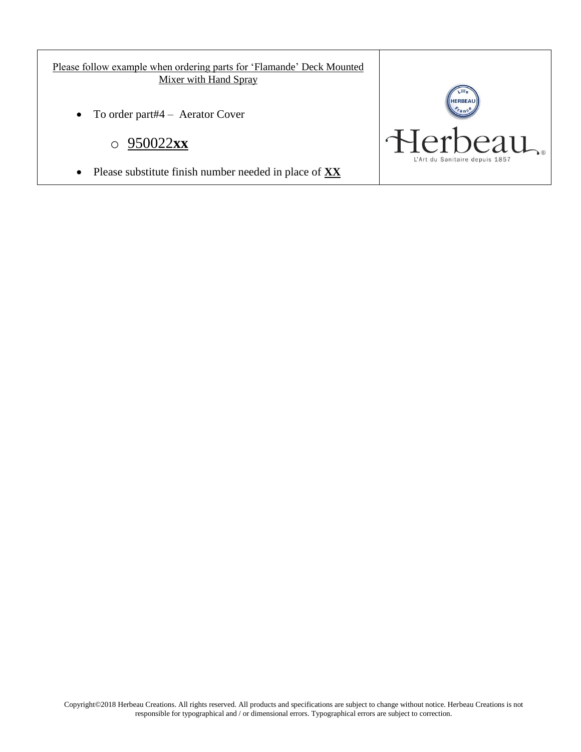Please follow example when ordering parts for 'Flamande' Deck Mounted Mixer with Hand Spray

- To order part#4 – Aerator Cover
  - 950022**xx**
- Please substitute finish number needed in place of **XX**

Herbeau

L'Art du Sanitaire depuis 1857

Copyright©2018 Herbeau Creations. All rights reserved. All products and specifications are subject to change without notice. Herbeau Creations is not responsible for typographical and / or dimensional errors. Typographical errors are subject to correction.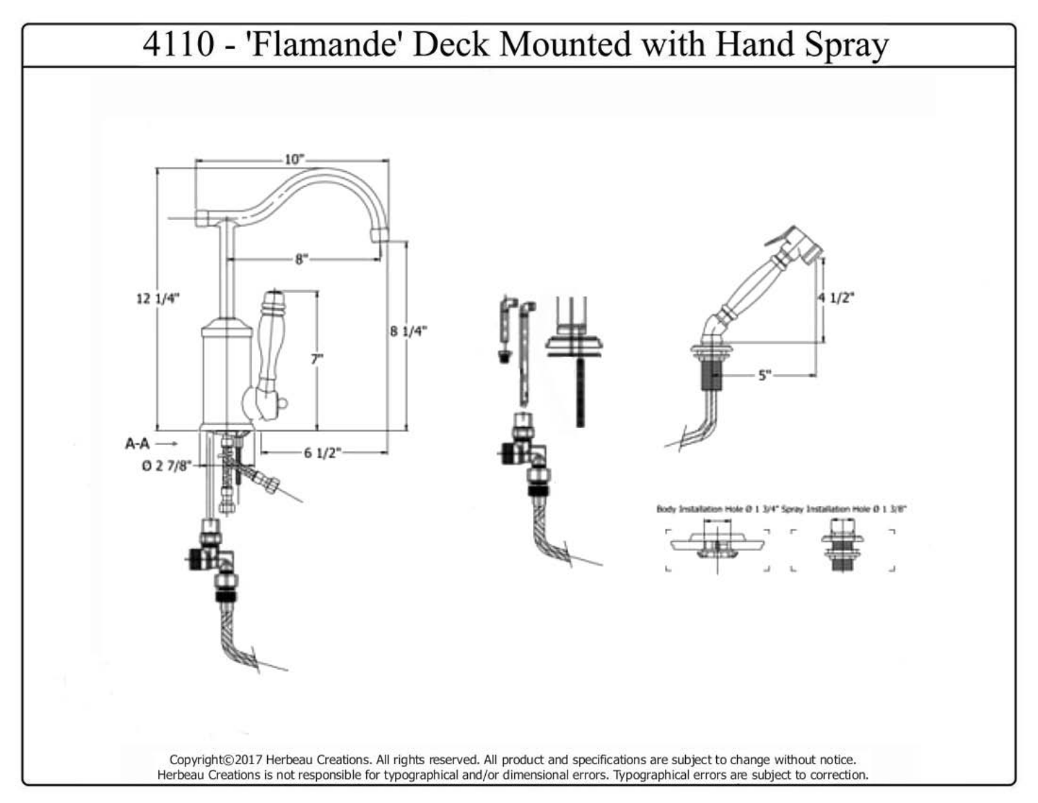# 4110 - 'Flamande' Deck Mounted with Hand Spray

10"

8"

12 1/4"

8 1/4"

7"

A-A

Ø 2 7/8"

6 1/2"

4 1/2"

5"

Body Installation Hole Ø 1 3/4" Spray Installation Hole Ø 1 3/8"

Copyright©2017 Herbeau Creations. All rights reserved. All product and specifications are subject to change without notice.
Herbeau Creations is not responsible for typographical and/or dimensional errors. Typographical errors are subject to correction.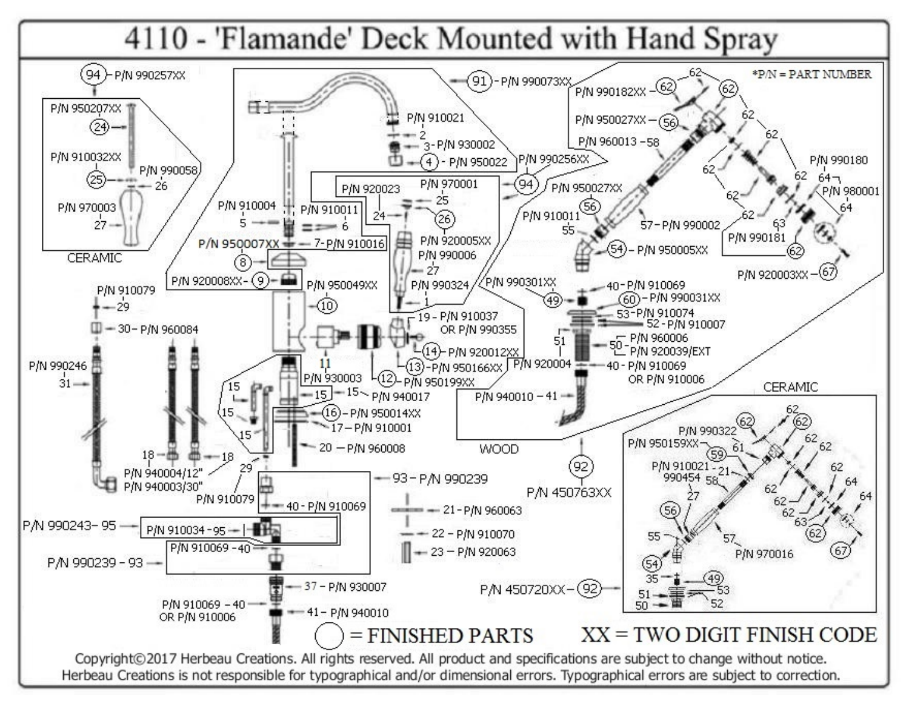# 4110 - 'Flamande' Deck Mounted with Hand Spray

*P/N = PART NUMBER

94 - P/N 990257XX

P/N 950207XX - 24
P/N 910032XX - 25
P/N 990058 - 26
P/N 970003 - 27

CERAMIC

91 - P/N 990073XX
P/N 910021
2
3 - P/N 930002
4 - P/N 950022

P/N 990256XX - 94

P/N 920023 - 24
P/N 970001 - 25
26 - P/N 920005XX
P/N 990006 - 27
P/N 990324 - 1

P/N 910004 - 5
P/N 910011 - 6
P/N 950007XX - 7 - P/N 910016
8
P/N 920008XX - 9

P/N 950049XX - 10
11 - P/N 930003
12 - P/N 950199XX
13 - P/N 950166XX
14 - P/N 920012XX
19 - P/N 910037 OR P/N 990355

15
15 - P/N 940017
16 - P/N 950014XX
17 - P/N 910001
20 - P/N 960008

P/N 910079 - 29
30 - P/N 960084
P/N 990246 - 31
18 - P/N 940004/12"
18 - P/N 940003/30"
29 - P/N 910079

93 - P/N 990239
40 - P/N 910069
P/N 990243 - 95
P/N 910034 - 95
P/N 910069 - 40
P/N 990239 - 93
37 - P/N 930007
P/N 910069 - 40 OR P/N 910006
41 - P/N 940010

21 - P/N 960063
22 - P/N 910070
23 - P/N 920063

62 - P/N 990182XX
56 - P/N 950027XX
P/N 960013 - 58
P/N 990180
64
P/N 980001
56 - P/N 950027XX
P/N 910011 - 55
57 - P/N 990002
63
P/N 990181
54 - P/N 950005XX
67 - P/N 920003XX

49 - P/N 990301XX
40 - P/N 910069
60 - P/N 990031XX
53 - P/N 910074
52 - P/N 910007
51
50 - P/N 960006
P/N 920039/EXT
P/N 920004
40 - P/N 910069 OR P/N 910006
P/N 940010 - 41

WOOD

92 - P/N 450763XX

CERAMIC

P/N 990322 - 61
P/N 950159XX - 59
P/N 910021 - 21
990454 - 58
27
56
55
57 - P/N 970016
54
35
49
53
52
51
50
62
63
64
67

P/N 450720XX - 92

○ = FINISHED PARTS XX = TWO DIGIT FINISH CODE

Copyright©2017 Herbeau Creations. All rights reserved. All product and specifications are subject to change without notice.
Herbeau Creations is not responsible for typographical and/or dimensional errors. Typographical errors are subject to correction.